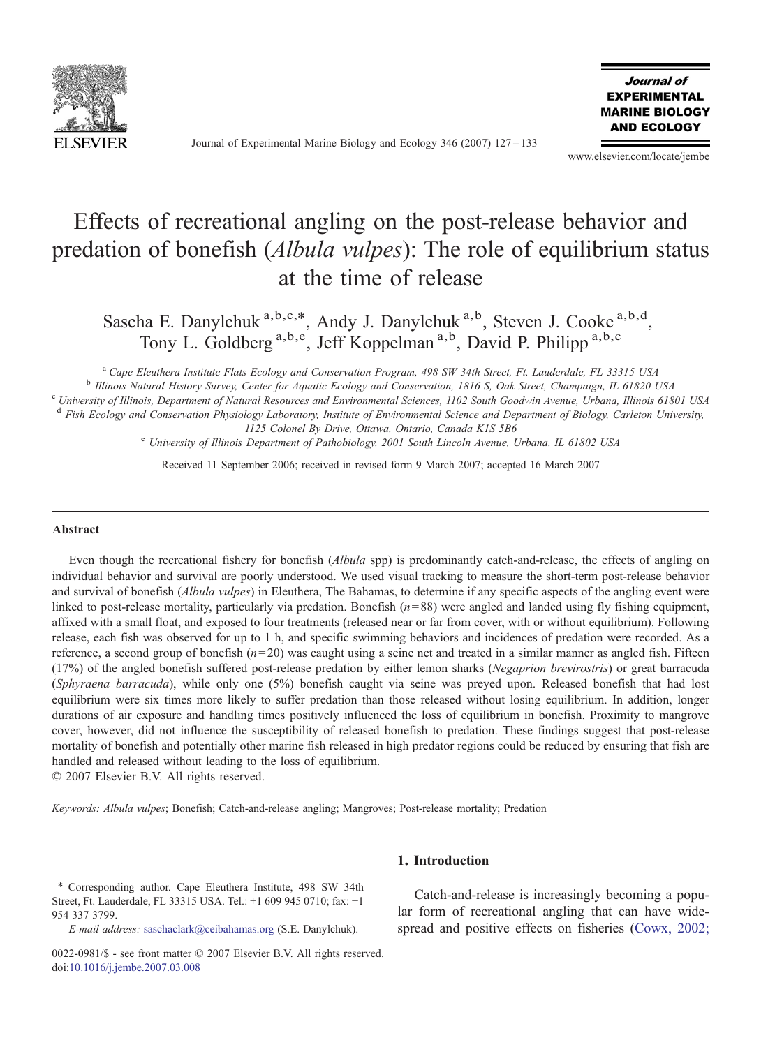// Effects of recreational angling on the post-release behavior and predation of bonefish (*Albula vulpes*): The role of equilibrium status at the time of release

Sascha E. Danylchuk [a,b,c,*], Andy J. Danylchuk [a,b], Steven J. Cooke [a,b,d], Tony L. Goldberg [a,b,e], Jeff Koppelman [a,b], David P. Philipp [a,b,c]

[a] Cape Eleuthera Institute Flats Ecology and Conservation Program, 498 SW 34th Street, Ft. Lauderdale, FL 33315 USA

[b] Illinois Natural History Survey, Center for Aquatic Ecology and Conservation, 1816 S, Oak Street, Champaign, IL 61820 USA

[c] University of Illinois, Department of Natural Resources and Environmental Sciences, 1102 South Goodwin Avenue, Urbana, Illinois 61801 USA

[d] Fish Ecology and Conservation Physiology Laboratory, Institute of Environmental Science and Department of Biology, Carleton University, 1125 Colonel By Drive, Ottawa, Ontario, Canada K1S 5B6

[e] University of Illinois Department of Pathobiology, 2001 South Lincoln Avenue, Urbana, IL 61802 USA

Received 11 September 2006; received in revised form 9 March 2007; accepted 16 March 2007

## Abstract

Even though the recreational fishery for bonefish (*Albula* spp) is predominantly catch-and-release, the effects of angling on individual behavior and survival are poorly understood. We used visual tracking to measure the short-term post-release behavior and survival of bonefish (*Albula vulpes*) in Eleuthera, The Bahamas, to determine if any specific aspects of the angling event were linked to post-release mortality, particularly via predation. Bonefish ($n=88$) were angled and landed using fly fishing equipment, affixed with a small float, and exposed to four treatments (released near or far from cover, with or without equilibrium). Following release, each fish was observed for up to 1 h, and specific swimming behaviors and incidences of predation were recorded. As a reference, a second group of bonefish ($n=20$) was caught using a seine net and treated in a similar manner as angled fish. Fifteen (17%) of the angled bonefish suffered post-release predation by either lemon sharks (*Negaprion brevirostris*) or great barracuda (*Sphyraena barracuda*), while only one (5%) bonefish caught via seine was preyed upon. Released bonefish that had lost equilibrium were six times more likely to suffer predation than those released without losing equilibrium. In addition, longer durations of air exposure and handling times positively influenced the loss of equilibrium in bonefish. Proximity to mangrove cover, however, did not influence the susceptibility of released bonefish to predation. These findings suggest that post-release mortality of bonefish and potentially other marine fish released in high predator regions could be reduced by ensuring that fish are handled and released without leading to the loss of equilibrium.

© 2007 Elsevier B.V. All rights reserved.

*Keywords:* *Albula vulpes*; Bonefish; Catch-and-release angling; Mangroves; Post-release mortality; Predation

## 1. Introduction

Catch-and-release is increasingly becoming a popular form of recreational angling that can have widespread and positive effects on fisheries (Cowx, 2002;

\* Corresponding author. Cape Eleuthera Institute, 498 SW 34th Street, Ft. Lauderdale, FL 33315 USA. Tel.: +1 609 945 0710; fax: +1 954 337 3799.

*E-mail address:* saschaclark@ceibahamas.org (S.E. Danylchuk).

0022-0981/$ - see front matter © 2007 Elsevier B.V. All rights reserved.
doi:10.1016/j.jembe.2007.03.008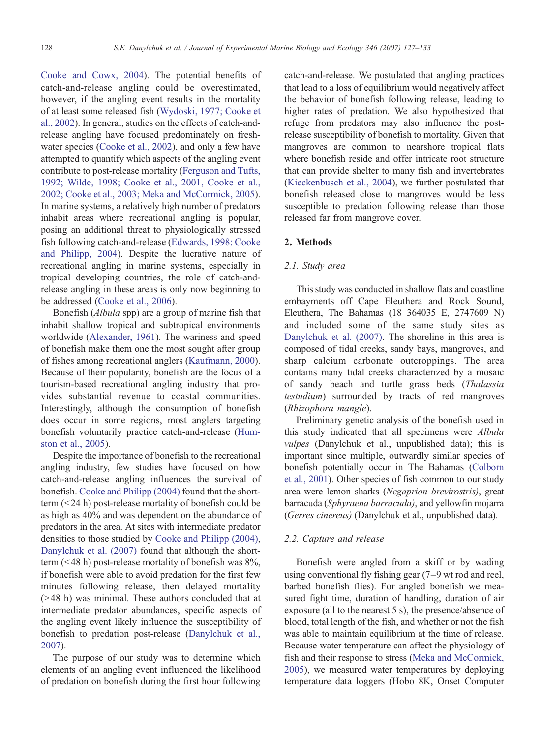Cooke and Cowx, 2004). The potential benefits of catch-and-release angling could be overestimated, however, if the angling event results in the mortality of at least some released fish (Wydoski, 1977; Cooke et al., 2002). In general, studies on the effects of catch-and-release angling have focused predominately on freshwater species (Cooke et al., 2002), and only a few have attempted to quantify which aspects of the angling event contribute to post-release mortality (Ferguson and Tufts, 1992; Wilde, 1998; Cooke et al., 2001, Cooke et al., 2002; Cooke et al., 2003; Meka and McCormick, 2005). In marine systems, a relatively high number of predators inhabit areas where recreational angling is popular, posing an additional threat to physiologically stressed fish following catch-and-release (Edwards, 1998; Cooke and Philipp, 2004). Despite the lucrative nature of recreational angling in marine systems, especially in tropical developing countries, the role of catch-and-release angling in these areas is only now beginning to be addressed (Cooke et al., 2006).

Bonefish (*Albula* spp) are a group of marine fish that inhabit shallow tropical and subtropical environments worldwide (Alexander, 1961). The wariness and speed of bonefish make them one the most sought after group of fishes among recreational anglers (Kaufmann, 2000). Because of their popularity, bonefish are the focus of a tourism-based recreational angling industry that provides substantial revenue to coastal communities. Interestingly, although the consumption of bonefish does occur in some regions, most anglers targeting bonefish voluntarily practice catch-and-release (Humston et al., 2005).

Despite the importance of bonefish to the recreational angling industry, few studies have focused on how catch-and-release angling influences the survival of bonefish. Cooke and Philipp (2004) found that the short-term (<24 h) post-release mortality of bonefish could be as high as 40% and was dependent on the abundance of predators in the area. At sites with intermediate predator densities to those studied by Cooke and Philipp (2004), Danylchuk et al. (2007) found that although the short-term (<48 h) post-release mortality of bonefish was 8%, if bonefish were able to avoid predation for the first few minutes following release, then delayed mortality (>48 h) was minimal. These authors concluded that at intermediate predator abundances, specific aspects of the angling event likely influence the susceptibility of bonefish to predation post-release (Danylchuk et al., 2007).

The purpose of our study was to determine which elements of an angling event influenced the likelihood of predation on bonefish during the first hour following catch-and-release. We postulated that angling practices that lead to a loss of equilibrium would negatively affect the behavior of bonefish following release, leading to higher rates of predation. We also hypothesized that refuge from predators may also influence the post-release susceptibility of bonefish to mortality. Given that mangroves are common to nearshore tropical flats where bonefish reside and offer intricate root structure that can provide shelter to many fish and invertebrates (Kieckenbusch et al., 2004), we further postulated that bonefish released close to mangroves would be less susceptible to predation following release than those released far from mangrove cover.

## 2. Methods

### 2.1. Study area

This study was conducted in shallow flats and coastline embayments off Cape Eleuthera and Rock Sound, Eleuthera, The Bahamas (18 364035 E, 2747609 N) and included some of the same study sites as Danylchuk et al. (2007). The shoreline in this area is composed of tidal creeks, sandy bays, mangroves, and sharp calcium carbonate outcroppings. The area contains many tidal creeks characterized by a mosaic of sandy beach and turtle grass beds (*Thalassia testudium*) surrounded by tracts of red mangroves (*Rhizophora mangle*).

Preliminary genetic analysis of the bonefish used in this study indicated that all specimens were *Albula vulpes* (Danylchuk et al., unpublished data); this is important since multiple, outwardly similar species of bonefish potentially occur in The Bahamas (Colborn et al., 2001). Other species of fish common to our study area were lemon sharks (*Negaprion brevirostris)*, great barracuda (*Sphyraena barracuda)*, and yellowfin mojarra (*Gerres cinereus)* (Danylchuk et al., unpublished data).

### 2.2. Capture and release

Bonefish were angled from a skiff or by wading using conventional fly fishing gear (7–9 wt rod and reel, barbed bonefish flies). For angled bonefish we measured fight time, duration of handling, duration of air exposure (all to the nearest 5 s), the presence/absence of blood, total length of the fish, and whether or not the fish was able to maintain equilibrium at the time of release. Because water temperature can affect the physiology of fish and their response to stress (Meka and McCormick, 2005), we measured water temperatures by deploying temperature data loggers (Hobo 8K, Onset Computer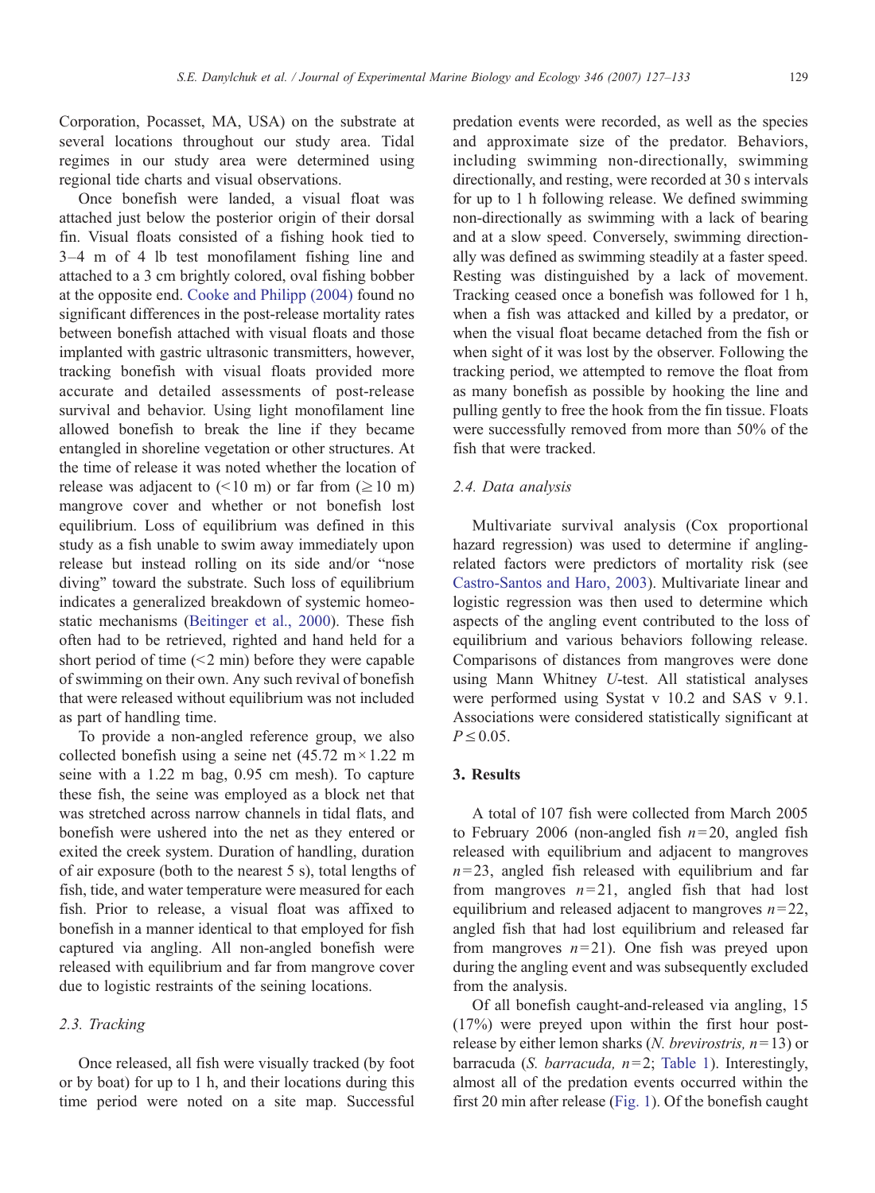Corporation, Pocasset, MA, USA) on the substrate at several locations throughout our study area. Tidal regimes in our study area were determined using regional tide charts and visual observations.

Once bonefish were landed, a visual float was attached just below the posterior origin of their dorsal fin. Visual floats consisted of a fishing hook tied to 3–4 m of 4 lb test monofilament fishing line and attached to a 3 cm brightly colored, oval fishing bobber at the opposite end. Cooke and Philipp (2004) found no significant differences in the post-release mortality rates between bonefish attached with visual floats and those implanted with gastric ultrasonic transmitters, however, tracking bonefish with visual floats provided more accurate and detailed assessments of post-release survival and behavior. Using light monofilament line allowed bonefish to break the line if they became entangled in shoreline vegetation or other structures. At the time of release it was noted whether the location of release was adjacent to (<10 m) or far from (≥10 m) mangrove cover and whether or not bonefish lost equilibrium. Loss of equilibrium was defined in this study as a fish unable to swim away immediately upon release but instead rolling on its side and/or "nose diving" toward the substrate. Such loss of equilibrium indicates a generalized breakdown of systemic homeostatic mechanisms (Beitinger et al., 2000). These fish often had to be retrieved, righted and hand held for a short period of time (<2 min) before they were capable of swimming on their own. Any such revival of bonefish that were released without equilibrium was not included as part of handling time.

To provide a non-angled reference group, we also collected bonefish using a seine net (45.72 m × 1.22 m seine with a 1.22 m bag, 0.95 cm mesh). To capture these fish, the seine was employed as a block net that was stretched across narrow channels in tidal flats, and bonefish were ushered into the net as they entered or exited the creek system. Duration of handling, duration of air exposure (both to the nearest 5 s), total lengths of fish, tide, and water temperature were measured for each fish. Prior to release, a visual float was affixed to bonefish in a manner identical to that employed for fish captured via angling. All non-angled bonefish were released with equilibrium and far from mangrove cover due to logistic restraints of the seining locations.

### 2.3. Tracking

Once released, all fish were visually tracked (by foot or by boat) for up to 1 h, and their locations during this time period were noted on a site map. Successful predation events were recorded, as well as the species and approximate size of the predator. Behaviors, including swimming non-directionally, swimming directionally, and resting, were recorded at 30 s intervals for up to 1 h following release. We defined swimming non-directionally as swimming with a lack of bearing and at a slow speed. Conversely, swimming directionally was defined as swimming steadily at a faster speed. Resting was distinguished by a lack of movement. Tracking ceased once a bonefish was followed for 1 h, when a fish was attacked and killed by a predator, or when the visual float became detached from the fish or when sight of it was lost by the observer. Following the tracking period, we attempted to remove the float from as many bonefish as possible by hooking the line and pulling gently to free the hook from the fin tissue. Floats were successfully removed from more than 50% of the fish that were tracked.

### 2.4. Data analysis

Multivariate survival analysis (Cox proportional hazard regression) was used to determine if angling-related factors were predictors of mortality risk (see Castro-Santos and Haro, 2003). Multivariate linear and logistic regression was then used to determine which aspects of the angling event contributed to the loss of equilibrium and various behaviors following release. Comparisons of distances from mangroves were done using Mann Whitney *U*-test. All statistical analyses were performed using Systat v 10.2 and SAS v 9.1. Associations were considered statistically significant at $P \leq 0.05$.

## 3. Results

A total of 107 fish were collected from March 2005 to February 2006 (non-angled fish $n = 20$, angled fish released with equilibrium and adjacent to mangroves $n = 23$, angled fish released with equilibrium and far from mangroves $n = 21$, angled fish that had lost equilibrium and released adjacent to mangroves $n = 22$, angled fish that had lost equilibrium and released far from mangroves $n = 21$). One fish was preyed upon during the angling event and was subsequently excluded from the analysis.

Of all bonefish caught-and-released via angling, 15 (17%) were preyed upon within the first hour post-release by either lemon sharks (*N. brevirostris*, $n = 13$) or barracuda (*S. barracuda*, $n = 2$; Table 1). Interestingly, almost all of the predation events occurred within the first 20 min after release (Fig. 1). Of the bonefish caught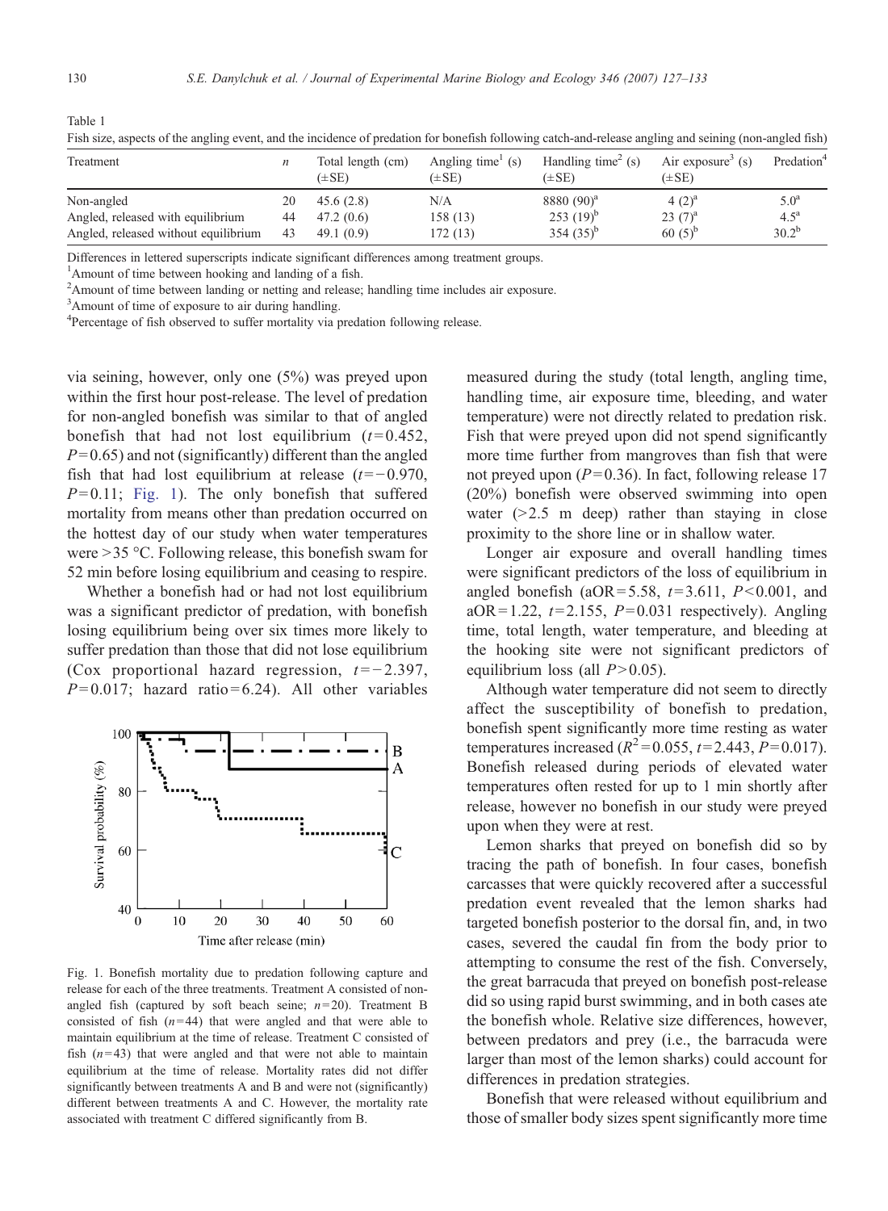Table 1

Fish size, aspects of the angling event, and the incidence of predation for bonefish following catch-and-release angling and seining (non-angled fish)

| Treatment | $n$ | Total length (cm) (±SE) | Angling time[1] (s) (±SE) | Handling time[2] (s) (±SE) | Air exposure[3] (s) (±SE) | Predation[4] |
|---|---|---|---|---|---|---|
| Non-angled | 20 | 45.6 (2.8) | N/A | 8880 (90)[a] | 4 (2)[a] | 5.0[a] |
| Angled, released with equilibrium | 44 | 47.2 (0.6) | 158 (13) | 253 (19)[b] | 23 (7)[a] | 4.5[a] |
| Angled, released without equilibrium | 43 | 49.1 (0.9) | 172 (13) | 354 (35)[b] | 60 (5)[b] | 30.2[b] |

Differences in lettered superscripts indicate significant differences among treatment groups.

[1]Amount of time between hooking and landing of a fish.

[2]Amount of time between landing or netting and release; handling time includes air exposure.

[3]Amount of time of exposure to air during handling.

[4]Percentage of fish observed to suffer mortality via predation following release.

via seining, however, only one (5%) was preyed upon within the first hour post-release. The level of predation for non-angled bonefish was similar to that of angled bonefish that had not lost equilibrium ($t=0.452$, $P=0.65$) and not (significantly) different than the angled fish that had lost equilibrium at release ($t=-0.970$, $P=0.11$; Fig. 1). The only bonefish that suffered mortality from means other than predation occurred on the hottest day of our study when water temperatures were >35 °C. Following release, this bonefish swam for 52 min before losing equilibrium and ceasing to respire.

Whether a bonefish had or had not lost equilibrium was a significant predictor of predation, with bonefish losing equilibrium being over six times more likely to suffer predation than those that did not lose equilibrium (Cox proportional hazard regression, $t=-2.397$, $P=0.017$; hazard ratio $=6.24$). All other variables measured during the study (total length, angling time, handling time, air exposure time, bleeding, and water temperature) were not directly related to predation risk. Fish that were preyed upon did not spend significantly more time further from mangroves than fish that were not preyed upon ($P=0.36$). In fact, following release 17 (20%) bonefish were observed swimming into open water (>2.5 m deep) rather than staying in close proximity to the shore line or in shallow water.

Fig. 1. Bonefish mortality due to predation following capture and release for each of the three treatments. Treatment A consisted of non-angled fish (captured by soft beach seine; $n=20$). Treatment B consisted of fish ($n=44$) that were angled and that were able to maintain equilibrium at the time of release. Treatment C consisted of fish ($n=43$) that were angled and that were not able to maintain equilibrium at the time of release. Mortality rates did not differ significantly between treatments A and B and were not (significantly) different between treatments A and C. However, the mortality rate associated with treatment C differed significantly from B.

Longer air exposure and overall handling times were significant predictors of the loss of equilibrium in angled bonefish (aOR $=5.58$, $t=3.611$, $P<0.001$, and aOR $=1.22$, $t=2.155$, $P=0.031$ respectively). Angling time, total length, water temperature, and bleeding at the hooking site were not significant predictors of equilibrium loss (all $P>0.05$).

Although water temperature did not seem to directly affect the susceptibility of bonefish to predation, bonefish spent significantly more time resting as water temperatures increased ($R^2=0.055$, $t=2.443$, $P=0.017$). Bonefish released during periods of elevated water temperatures often rested for up to 1 min shortly after release, however no bonefish in our study were preyed upon when they were at rest.

Lemon sharks that preyed on bonefish did so by tracing the path of bonefish. In four cases, bonefish carcasses that were quickly recovered after a successful predation event revealed that the lemon sharks had targeted bonefish posterior to the dorsal fin, and, in two cases, severed the caudal fin from the body prior to attempting to consume the rest of the fish. Conversely, the great barracuda that preyed on bonefish post-release did so using rapid burst swimming, and in both cases ate the bonefish whole. Relative size differences, however, between predators and prey (i.e., the barracuda were larger than most of the lemon sharks) could account for differences in predation strategies.

Bonefish that were released without equilibrium and those of smaller body sizes spent significantly more time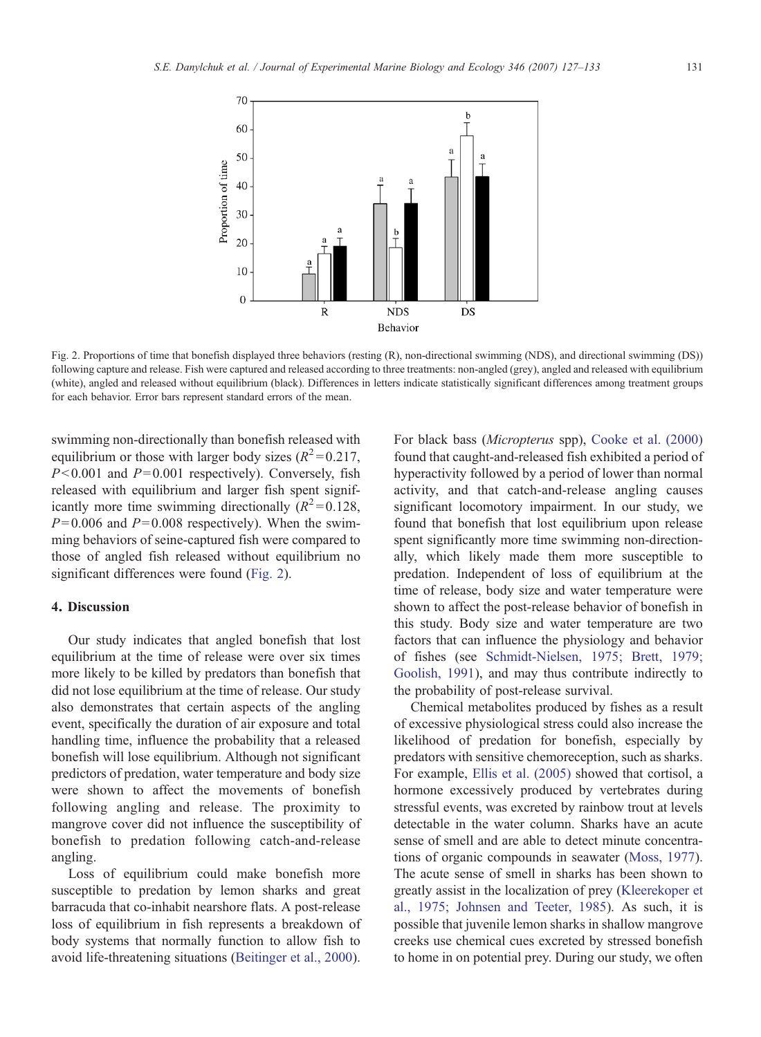Fig. 2. Proportions of time that bonefish displayed three behaviors (resting (R), non-directional swimming (NDS), and directional swimming (DS)) following capture and release. Fish were captured and released according to three treatments: non-angled (grey), angled and released with equilibrium (white), angled and released without equilibrium (black). Differences in letters indicate statistically significant differences among treatment groups for each behavior. Error bars represent standard errors of the mean.

swimming non-directionally than bonefish released with equilibrium or those with larger body sizes ($R^2=0.217$, $P<0.001$ and $P=0.001$ respectively). Conversely, fish released with equilibrium and larger fish spent significantly more time swimming directionally ($R^2=0.128$, $P=0.006$ and $P=0.008$ respectively). When the swimming behaviors of seine-captured fish were compared to those of angled fish released without equilibrium no significant differences were found (Fig. 2).

## 4. Discussion

Our study indicates that angled bonefish that lost equilibrium at the time of release were over six times more likely to be killed by predators than bonefish that did not lose equilibrium at the time of release. Our study also demonstrates that certain aspects of the angling event, specifically the duration of air exposure and total handling time, influence the probability that a released bonefish will lose equilibrium. Although not significant predictors of predation, water temperature and body size were shown to affect the movements of bonefish following angling and release. The proximity to mangrove cover did not influence the susceptibility of bonefish to predation following catch-and-release angling.

Loss of equilibrium could make bonefish more susceptible to predation by lemon sharks and great barracuda that co-inhabit nearshore flats. A post-release loss of equilibrium in fish represents a breakdown of body systems that normally function to allow fish to avoid life-threatening situations (Beitinger et al., 2000). For black bass (*Micropterus* spp), Cooke et al. (2000) found that caught-and-released fish exhibited a period of hyperactivity followed by a period of lower than normal activity, and that catch-and-release angling causes significant locomotory impairment. In our study, we found that bonefish that lost equilibrium upon release spent significantly more time swimming non-directionally, which likely made them more susceptible to predation. Independent of loss of equilibrium at the time of release, body size and water temperature were shown to affect the post-release behavior of bonefish in this study. Body size and water temperature are two factors that can influence the physiology and behavior of fishes (see Schmidt-Nielsen, 1975; Brett, 1979; Goolish, 1991), and may thus contribute indirectly to the probability of post-release survival.

Chemical metabolites produced by fishes as a result of excessive physiological stress could also increase the likelihood of predation for bonefish, especially by predators with sensitive chemoreception, such as sharks. For example, Ellis et al. (2005) showed that cortisol, a hormone excessively produced by vertebrates during stressful events, was excreted by rainbow trout at levels detectable in the water column. Sharks have an acute sense of smell and are able to detect minute concentrations of organic compounds in seawater (Moss, 1977). The acute sense of smell in sharks has been shown to greatly assist in the localization of prey (Kleerekoper et al., 1975; Johnsen and Teeter, 1985). As such, it is possible that juvenile lemon sharks in shallow mangrove creeks use chemical cues excreted by stressed bonefish to home in on potential prey. During our study, we often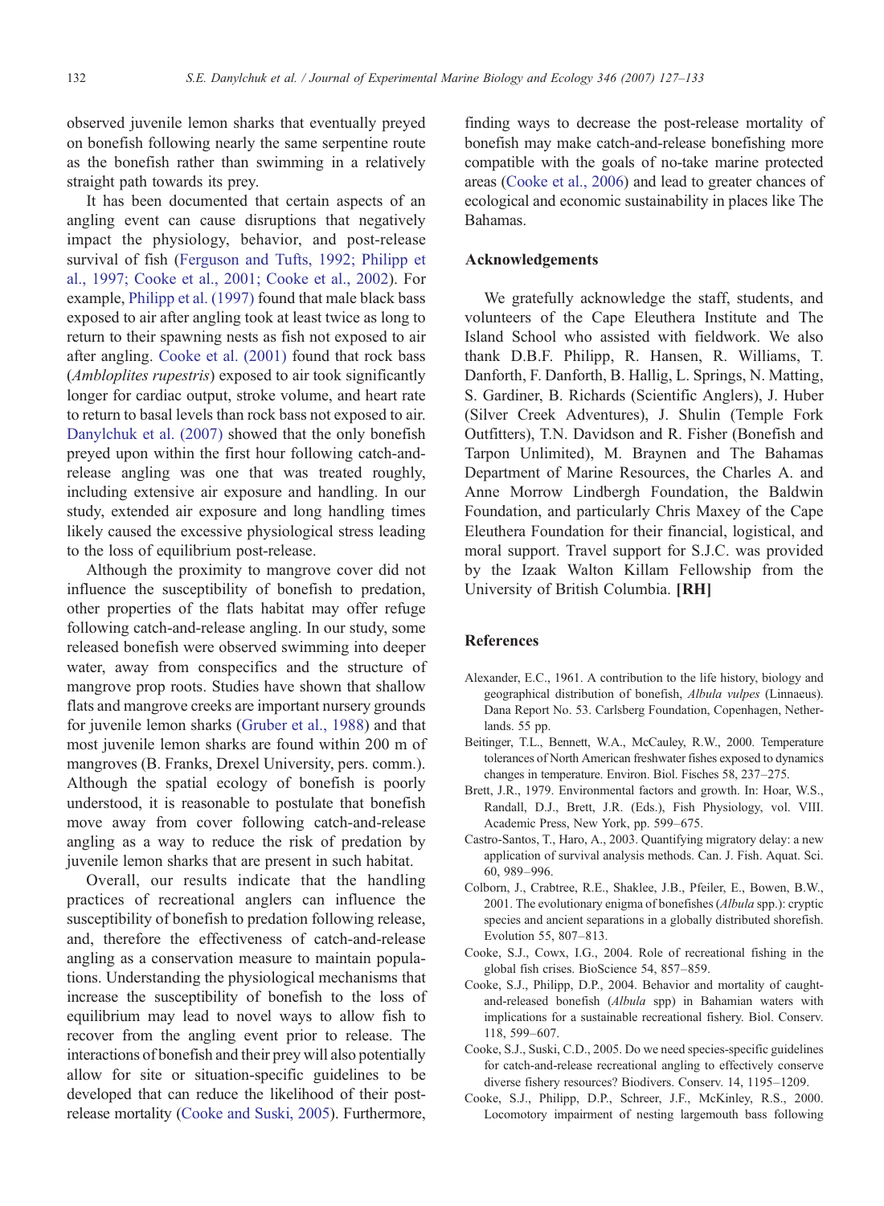observed juvenile lemon sharks that eventually preyed on bonefish following nearly the same serpentine route as the bonefish rather than swimming in a relatively straight path towards its prey.

It has been documented that certain aspects of an angling event can cause disruptions that negatively impact the physiology, behavior, and post-release survival of fish (Ferguson and Tufts, 1992; Philipp et al., 1997; Cooke et al., 2001; Cooke et al., 2002). For example, Philipp et al. (1997) found that male black bass exposed to air after angling took at least twice as long to return to their spawning nests as fish not exposed to air after angling. Cooke et al. (2001) found that rock bass (*Ambloplites rupestris*) exposed to air took significantly longer for cardiac output, stroke volume, and heart rate to return to basal levels than rock bass not exposed to air. Danylchuk et al. (2007) showed that the only bonefish preyed upon within the first hour following catch-and-release angling was one that was treated roughly, including extensive air exposure and handling. In our study, extended air exposure and long handling times likely caused the excessive physiological stress leading to the loss of equilibrium post-release.

Although the proximity to mangrove cover did not influence the susceptibility of bonefish to predation, other properties of the flats habitat may offer refuge following catch-and-release angling. In our study, some released bonefish were observed swimming into deeper water, away from conspecifics and the structure of mangrove prop roots. Studies have shown that shallow flats and mangrove creeks are important nursery grounds for juvenile lemon sharks (Gruber et al., 1988) and that most juvenile lemon sharks are found within 200 m of mangroves (B. Franks, Drexel University, pers. comm.). Although the spatial ecology of bonefish is poorly understood, it is reasonable to postulate that bonefish move away from cover following catch-and-release angling as a way to reduce the risk of predation by juvenile lemon sharks that are present in such habitat.

Overall, our results indicate that the handling practices of recreational anglers can influence the susceptibility of bonefish to predation following release, and, therefore the effectiveness of catch-and-release angling as a conservation measure to maintain populations. Understanding the physiological mechanisms that increase the susceptibility of bonefish to the loss of equilibrium may lead to novel ways to allow fish to recover from the angling event prior to release. The interactions of bonefish and their prey will also potentially allow for site or situation-specific guidelines to be developed that can reduce the likelihood of their post-release mortality (Cooke and Suski, 2005). Furthermore, finding ways to decrease the post-release mortality of bonefish may make catch-and-release bonefishing more compatible with the goals of no-take marine protected areas (Cooke et al., 2006) and lead to greater chances of ecological and economic sustainability in places like The Bahamas.

## Acknowledgements

We gratefully acknowledge the staff, students, and volunteers of the Cape Eleuthera Institute and The Island School who assisted with fieldwork. We also thank D.B.F. Philipp, R. Hansen, R. Williams, T. Danforth, F. Danforth, B. Hallig, L. Springs, N. Matting, S. Gardiner, B. Richards (Scientific Anglers), J. Huber (Silver Creek Adventures), J. Shulin (Temple Fork Outfitters), T.N. Davidson and R. Fisher (Bonefish and Tarpon Unlimited), M. Braynen and The Bahamas Department of Marine Resources, the Charles A. and Anne Morrow Lindbergh Foundation, the Baldwin Foundation, and particularly Chris Maxey of the Cape Eleuthera Foundation for their financial, logistical, and moral support. Travel support for S.J.C. was provided by the Izaak Walton Killam Fellowship from the University of British Columbia. **[RH]**

## References

Alexander, E.C., 1961. A contribution to the life history, biology and geographical distribution of bonefish, *Albula vulpes* (Linnaeus). Dana Report No. 53. Carlsberg Foundation, Copenhagen, Netherlands. 55 pp.

Beitinger, T.L., Bennett, W.A., McCauley, R.W., 2000. Temperature tolerances of North American freshwater fishes exposed to dynamics changes in temperature. Environ. Biol. Fisches 58, 237–275.

Brett, J.R., 1979. Environmental factors and growth. In: Hoar, W.S., Randall, D.J., Brett, J.R. (Eds.), Fish Physiology, vol. VIII. Academic Press, New York, pp. 599–675.

Castro-Santos, T., Haro, A., 2003. Quantifying migratory delay: a new application of survival analysis methods. Can. J. Fish. Aquat. Sci. 60, 989–996.

Colborn, J., Crabtree, R.E., Shaklee, J.B., Pfeiler, E., Bowen, B.W., 2001. The evolutionary enigma of bonefishes (*Albula* spp.): cryptic species and ancient separations in a globally distributed shorefish. Evolution 55, 807–813.

Cooke, S.J., Cowx, I.G., 2004. Role of recreational fishing in the global fish crises. BioScience 54, 857–859.

Cooke, S.J., Philipp, D.P., 2004. Behavior and mortality of caught-and-released bonefish (*Albula* spp) in Bahamian waters with implications for a sustainable recreational fishery. Biol. Conserv. 118, 599–607.

Cooke, S.J., Suski, C.D., 2005. Do we need species-specific guidelines for catch-and-release recreational angling to effectively conserve diverse fishery resources? Biodivers. Conserv. 14, 1195–1209.

Cooke, S.J., Philipp, D.P., Schreer, J.F., McKinley, R.S., 2000. Locomotory impairment of nesting largemouth bass following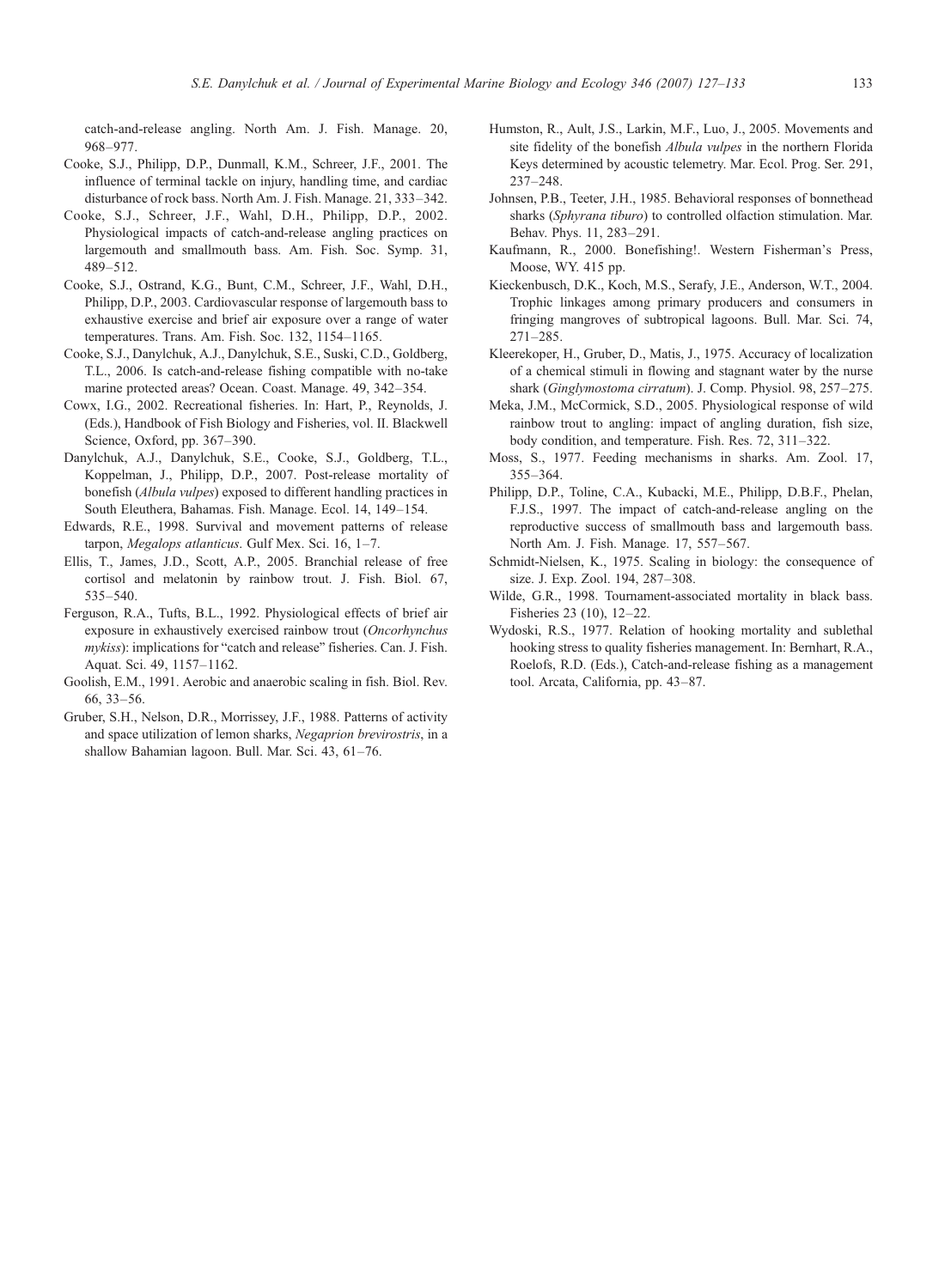catch-and-release angling. North Am. J. Fish. Manage. 20, 968–977.

Cooke, S.J., Philipp, D.P., Dunmall, K.M., Schreer, J.F., 2001. The influence of terminal tackle on injury, handling time, and cardiac disturbance of rock bass. North Am. J. Fish. Manage. 21, 333–342.

Cooke, S.J., Schreer, J.F., Wahl, D.H., Philipp, D.P., 2002. Physiological impacts of catch-and-release angling practices on largemouth and smallmouth bass. Am. Fish. Soc. Symp. 31, 489–512.

Cooke, S.J., Ostrand, K.G., Bunt, C.M., Schreer, J.F., Wahl, D.H., Philipp, D.P., 2003. Cardiovascular response of largemouth bass to exhaustive exercise and brief air exposure over a range of water temperatures. Trans. Am. Fish. Soc. 132, 1154–1165.

Cooke, S.J., Danylchuk, A.J., Danylchuk, S.E., Suski, C.D., Goldberg, T.L., 2006. Is catch-and-release fishing compatible with no-take marine protected areas? Ocean. Coast. Manage. 49, 342–354.

Cowx, I.G., 2002. Recreational fisheries. In: Hart, P., Reynolds, J. (Eds.), Handbook of Fish Biology and Fisheries, vol. II. Blackwell Science, Oxford, pp. 367–390.

Danylchuk, A.J., Danylchuk, S.E., Cooke, S.J., Goldberg, T.L., Koppelman, J., Philipp, D.P., 2007. Post-release mortality of bonefish (*Albula vulpes*) exposed to different handling practices in South Eleuthera, Bahamas. Fish. Manage. Ecol. 14, 149–154.

Edwards, R.E., 1998. Survival and movement patterns of release tarpon, *Megalops atlanticus*. Gulf Mex. Sci. 16, 1–7.

Ellis, T., James, J.D., Scott, A.P., 2005. Branchial release of free cortisol and melatonin by rainbow trout. J. Fish. Biol. 67, 535–540.

Ferguson, R.A., Tufts, B.L., 1992. Physiological effects of brief air exposure in exhaustively exercised rainbow trout (*Oncorhynchus mykiss*): implications for "catch and release" fisheries. Can. J. Fish. Aquat. Sci. 49, 1157–1162.

Goolish, E.M., 1991. Aerobic and anaerobic scaling in fish. Biol. Rev. 66, 33–56.

Gruber, S.H., Nelson, D.R., Morrissey, J.F., 1988. Patterns of activity and space utilization of lemon sharks, *Negaprion brevirostris*, in a shallow Bahamian lagoon. Bull. Mar. Sci. 43, 61–76.

Humston, R., Ault, J.S., Larkin, M.F., Luo, J., 2005. Movements and site fidelity of the bonefish *Albula vulpes* in the northern Florida Keys determined by acoustic telemetry. Mar. Ecol. Prog. Ser. 291, 237–248.

Johnsen, P.B., Teeter, J.H., 1985. Behavioral responses of bonnethead sharks (*Sphyrana tiburo*) to controlled olfaction stimulation. Mar. Behav. Phys. 11, 283–291.

Kaufmann, R., 2000. Bonefishing!. Western Fisherman's Press, Moose, WY. 415 pp.

Kieckenbusch, D.K., Koch, M.S., Serafy, J.E., Anderson, W.T., 2004. Trophic linkages among primary producers and consumers in fringing mangroves of subtropical lagoons. Bull. Mar. Sci. 74, 271–285.

Kleerekoper, H., Gruber, D., Matis, J., 1975. Accuracy of localization of a chemical stimuli in flowing and stagnant water by the nurse shark (*Ginglymostoma cirratum*). J. Comp. Physiol. 98, 257–275.

Meka, J.M., McCormick, S.D., 2005. Physiological response of wild rainbow trout to angling: impact of angling duration, fish size, body condition, and temperature. Fish. Res. 72, 311–322.

Moss, S., 1977. Feeding mechanisms in sharks. Am. Zool. 17, 355–364.

Philipp, D.P., Toline, C.A., Kubacki, M.E., Philipp, D.B.F., Phelan, F.J.S., 1997. The impact of catch-and-release angling on the reproductive success of smallmouth bass and largemouth bass. North Am. J. Fish. Manage. 17, 557–567.

Schmidt-Nielsen, K., 1975. Scaling in biology: the consequence of size. J. Exp. Zool. 194, 287–308.

Wilde, G.R., 1998. Tournament-associated mortality in black bass. Fisheries 23 (10), 12–22.

Wydoski, R.S., 1977. Relation of hooking mortality and sublethal hooking stress to quality fisheries management. In: Bernhart, R.A., Roelofs, R.D. (Eds.), Catch-and-release fishing as a management tool. Arcata, California, pp. 43–87.